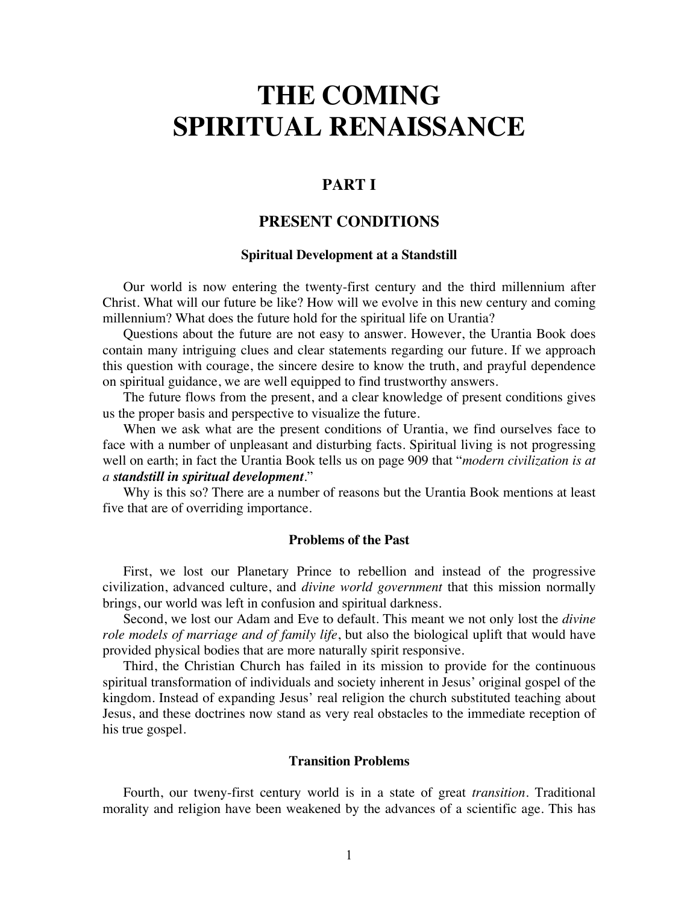# THE COMING SPIRITUAL RENAISSANCE

## PART I

## PRESENT CONDITIONS

### Spiritual Development at a Standstill

Our world is now entering the twenty-first century and the third millennium after Christ. What will our future be like? How will we evolve in this new century and coming millennium? What does the future hold for the spiritual life on Urantia?

Questions about the future are not easy to answer. However, the Urantia Book does contain many intriguing clues and clear statements regarding our future. If we approach this question with courage, the sincere desire to know the truth, and prayful dependence on spiritual guidance, we are well equipped to find trustworthy answers.

The future flows from the present, and a clear knowledge of present conditions gives us the proper basis and perspective to visualize the future.

When we ask what are the present conditions of Urantia, we find ourselves face to face with a number of unpleasant and disturbing facts. Spiritual living is not progressing well on earth; in fact the Urantia Book tells us on page 909 that "*modern civilization is at a* ***standstill in spiritual development***."

Why is this so? There are a number of reasons but the Urantia Book mentions at least five that are of overriding importance.

### Problems of the Past

First, we lost our Planetary Prince to rebellion and instead of the progressive civilization, advanced culture, and *divine world government* that this mission normally brings, our world was left in confusion and spiritual darkness.

Second, we lost our Adam and Eve to default. This meant we not only lost the *divine role models of marriage and of family life*, but also the biological uplift that would have provided physical bodies that are more naturally spirit responsive.

Third, the Christian Church has failed in its mission to provide for the continuous spiritual transformation of individuals and society inherent in Jesus' original gospel of the kingdom. Instead of expanding Jesus' real religion the church substituted teaching about Jesus, and these doctrines now stand as very real obstacles to the immediate reception of his true gospel.

### Transition Problems

Fourth, our tweny-first century world is in a state of great *transition*. Traditional morality and religion have been weakened by the advances of a scientific age. This has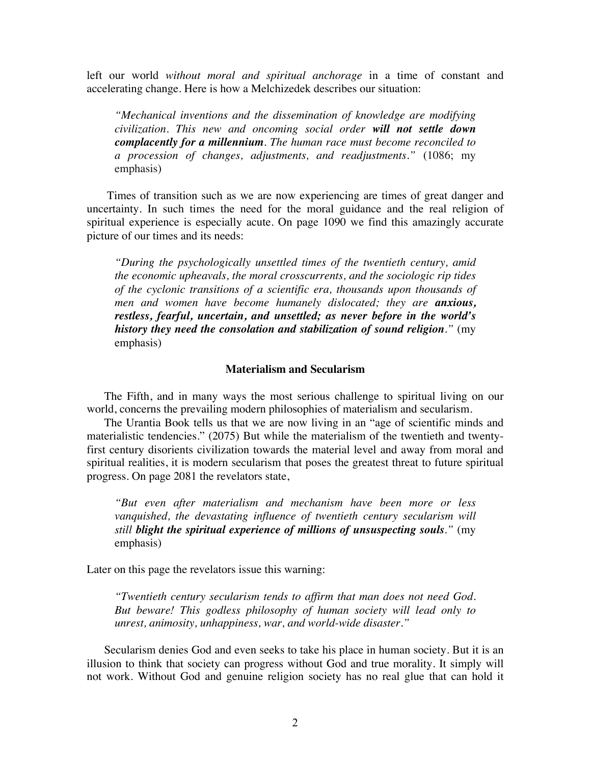left our world *without moral and spiritual anchorage* in a time of constant and accelerating change. Here is how a Melchizedek describes our situation:

> *"Mechanical inventions and the dissemination of knowledge are modifying civilization. This new and oncoming social order **will not settle down complacently for a millennium**. The human race must become reconciled to a procession of changes, adjustments, and readjustments."* (1086; my emphasis)

Times of transition such as we are now experiencing are times of great danger and uncertainty. In such times the need for the moral guidance and the real religion of spiritual experience is especially acute. On page 1090 we find this amazingly accurate picture of our times and its needs:

> *"During the psychologically unsettled times of the twentieth century, amid the economic upheavals, the moral crosscurrents, and the sociologic rip tides of the cyclonic transitions of a scientific era, thousands upon thousands of men and women have become humanely dislocated; they are **anxious, restless, fearful, uncertain, and unsettled; as never before in the world's history they need the consolation and stabilization of sound religion**."* (my emphasis)

### Materialism and Secularism

The Fifth, and in many ways the most serious challenge to spiritual living on our world, concerns the prevailing modern philosophies of materialism and secularism.

The Urantia Book tells us that we are now living in an "age of scientific minds and materialistic tendencies." (2075) But while the materialism of the twentieth and twenty-first century disorients civilization towards the material level and away from moral and spiritual realities, it is modern secularism that poses the greatest threat to future spiritual progress. On page 2081 the revelators state,

> *"But even after materialism and mechanism have been more or less vanquished, the devastating influence of twentieth century secularism will still **blight the spiritual experience of millions of unsuspecting souls**."* (my emphasis)

Later on this page the revelators issue this warning:

> *"Twentieth century secularism tends to affirm that man does not need God. But beware! This godless philosophy of human society will lead only to unrest, animosity, unhappiness, war, and world-wide disaster."*

Secularism denies God and even seeks to take his place in human society. But it is an illusion to think that society can progress without God and true morality. It simply will not work. Without God and genuine religion society has no real glue that can hold it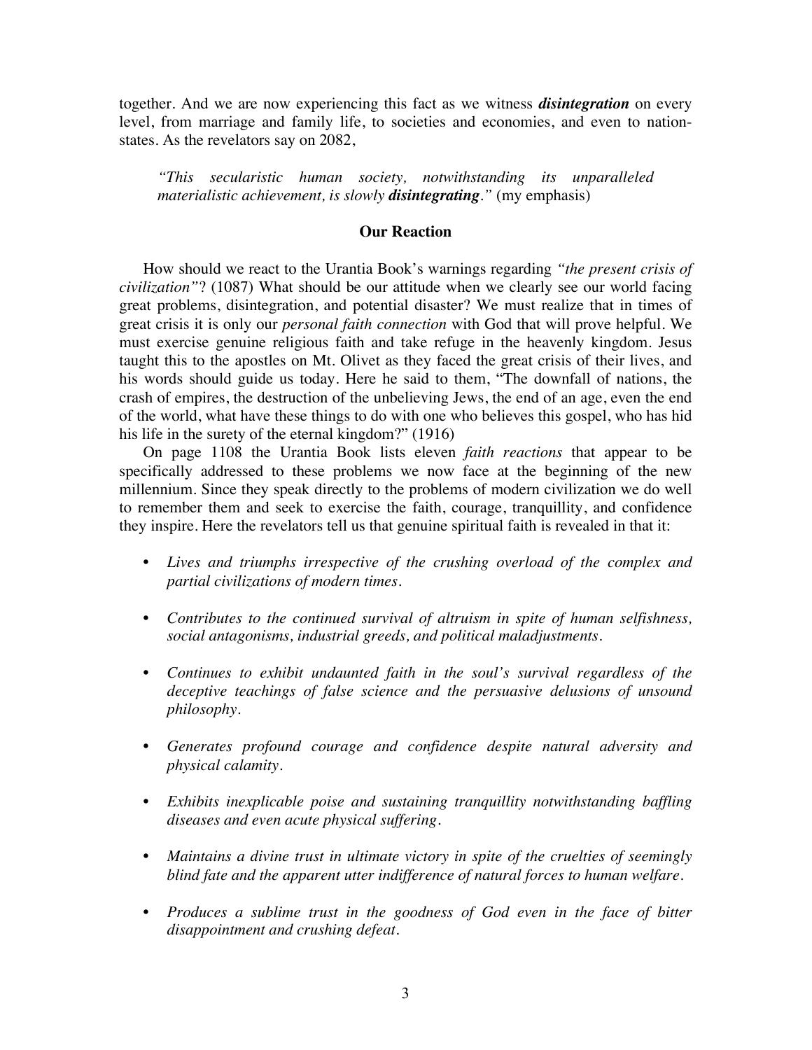together. And we are now experiencing this fact as we witness ***disintegration*** on every level, from marriage and family life, to societies and economies, and even to nation-states. As the revelators say on 2082,

> *"This secularistic human society, notwithstanding its unparalleled materialistic achievement, is slowly* ***disintegrating****."* (my emphasis)

## Our Reaction

How should we react to the Urantia Book's warnings regarding *"the present crisis of civilization"*? (1087) What should be our attitude when we clearly see our world facing great problems, disintegration, and potential disaster? We must realize that in times of great crisis it is only our *personal faith connection* with God that will prove helpful. We must exercise genuine religious faith and take refuge in the heavenly kingdom. Jesus taught this to the apostles on Mt. Olivet as they faced the great crisis of their lives, and his words should guide us today. Here he said to them, "The downfall of nations, the crash of empires, the destruction of the unbelieving Jews, the end of an age, even the end of the world, what have these things to do with one who believes this gospel, who has hid his life in the surety of the eternal kingdom?" (1916)

On page 1108 the Urantia Book lists eleven *faith reactions* that appear to be specifically addressed to these problems we now face at the beginning of the new millennium. Since they speak directly to the problems of modern civilization we do well to remember them and seek to exercise the faith, courage, tranquillity, and confidence they inspire. Here the revelators tell us that genuine spiritual faith is revealed in that it:

- *Lives and triumphs irrespective of the crushing overload of the complex and partial civilizations of modern times.*
- *Contributes to the continued survival of altruism in spite of human selfishness, social antagonisms, industrial greeds, and political maladjustments.*
- *Continues to exhibit undaunted faith in the soul's survival regardless of the deceptive teachings of false science and the persuasive delusions of unsound philosophy.*
- *Generates profound courage and confidence despite natural adversity and physical calamity.*
- *Exhibits inexplicable poise and sustaining tranquillity notwithstanding baffling diseases and even acute physical suffering.*
- *Maintains a divine trust in ultimate victory in spite of the cruelties of seemingly blind fate and the apparent utter indifference of natural forces to human welfare.*
- *Produces a sublime trust in the goodness of God even in the face of bitter disappointment and crushing defeat.*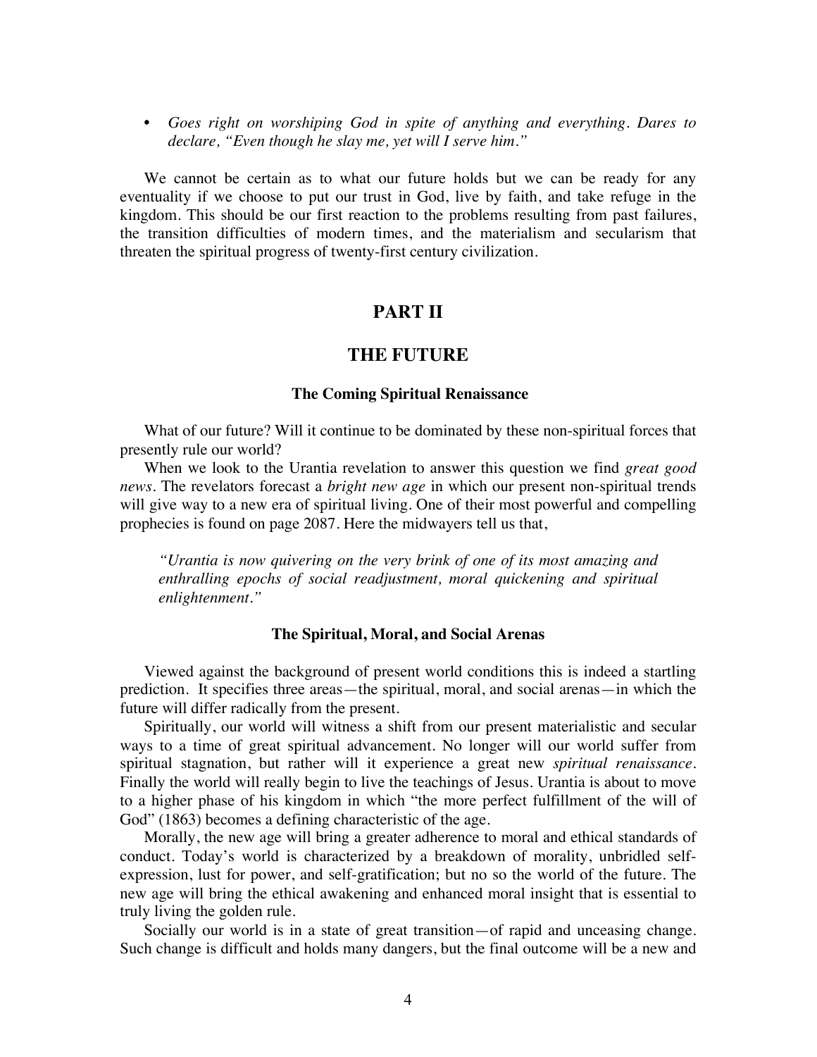- *Goes right on worshiping God in spite of anything and everything. Dares to declare, "Even though he slay me, yet will I serve him."*

We cannot be certain as to what our future holds but we can be ready for any eventuality if we choose to put our trust in God, live by faith, and take refuge in the kingdom. This should be our first reaction to the problems resulting from past failures, the transition difficulties of modern times, and the materialism and secularism that threaten the spiritual progress of twenty-first century civilization.

## PART II

## THE FUTURE

### The Coming Spiritual Renaissance

What of our future? Will it continue to be dominated by these non-spiritual forces that presently rule our world?

When we look to the Urantia revelation to answer this question we find *great good news*. The revelators forecast a *bright new age* in which our present non-spiritual trends will give way to a new era of spiritual living. One of their most powerful and compelling prophecies is found on page 2087. Here the midwayers tell us that,

> *"Urantia is now quivering on the very brink of one of its most amazing and enthralling epochs of social readjustment, moral quickening and spiritual enlightenment."*

### The Spiritual, Moral, and Social Arenas

Viewed against the background of present world conditions this is indeed a startling prediction. It specifies three areas—the spiritual, moral, and social arenas—in which the future will differ radically from the present.

Spiritually, our world will witness a shift from our present materialistic and secular ways to a time of great spiritual advancement. No longer will our world suffer from spiritual stagnation, but rather will it experience a great new *spiritual renaissance*. Finally the world will really begin to live the teachings of Jesus. Urantia is about to move to a higher phase of his kingdom in which "the more perfect fulfillment of the will of God" (1863) becomes a defining characteristic of the age.

Morally, the new age will bring a greater adherence to moral and ethical standards of conduct. Today's world is characterized by a breakdown of morality, unbridled self-expression, lust for power, and self-gratification; but no so the world of the future. The new age will bring the ethical awakening and enhanced moral insight that is essential to truly living the golden rule.

Socially our world is in a state of great transition—of rapid and unceasing change. Such change is difficult and holds many dangers, but the final outcome will be a new and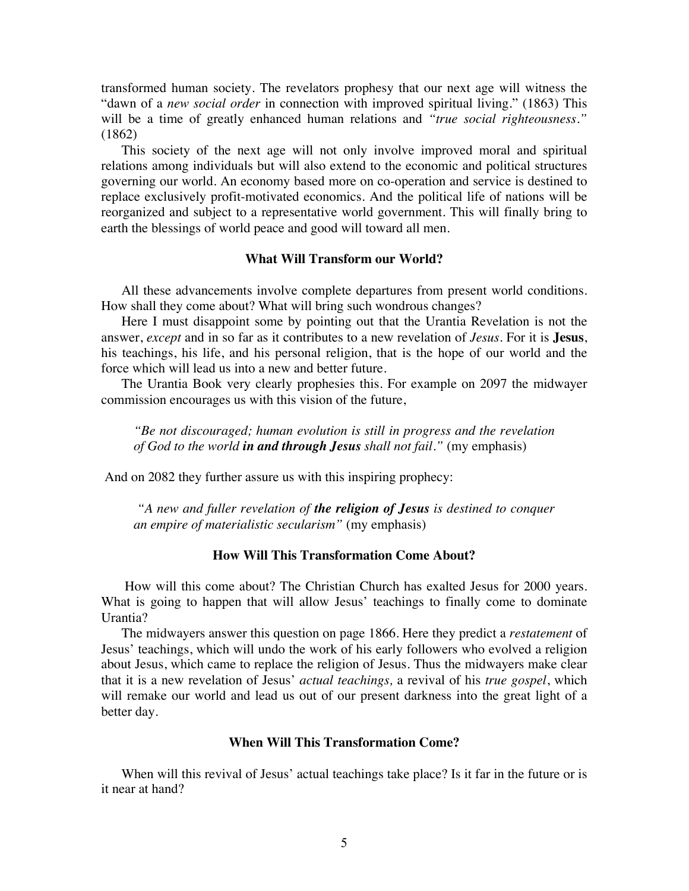transformed human society. The revelators prophesy that our next age will witness the "dawn of a *new social order* in connection with improved spiritual living." (1863) This will be a time of greatly enhanced human relations and *"true social righteousness."* (1862)

This society of the next age will not only involve improved moral and spiritual relations among individuals but will also extend to the economic and political structures governing our world. An economy based more on co-operation and service is destined to replace exclusively profit-motivated economics. And the political life of nations will be reorganized and subject to a representative world government. This will finally bring to earth the blessings of world peace and good will toward all men.

### What Will Transform our World?

All these advancements involve complete departures from present world conditions. How shall they come about? What will bring such wondrous changes?

Here I must disappoint some by pointing out that the Urantia Revelation is not the answer, *except* and in so far as it contributes to a new revelation of *Jesus*. For it is **Jesus**, his teachings, his life, and his personal religion, that is the hope of our world and the force which will lead us into a new and better future.

The Urantia Book very clearly prophesies this. For example on 2097 the midwayer commission encourages us with this vision of the future,

> *"Be not discouraged; human evolution is still in progress and the revelation of God to the world* ***in and through Jesus*** *shall not fail."* (my emphasis)

And on 2082 they further assure us with this inspiring prophecy:

> *"A new and fuller revelation of* ***the religion of Jesus*** *is destined to conquer an empire of materialistic secularism"* (my emphasis)

### How Will This Transformation Come About?

How will this come about? The Christian Church has exalted Jesus for 2000 years. What is going to happen that will allow Jesus' teachings to finally come to dominate Urantia?

The midwayers answer this question on page 1866. Here they predict a *restatement* of Jesus' teachings, which will undo the work of his early followers who evolved a religion about Jesus, which came to replace the religion of Jesus. Thus the midwayers make clear that it is a new revelation of Jesus' *actual teachings,* a revival of his *true gospel*, which will remake our world and lead us out of our present darkness into the great light of a better day.

### When Will This Transformation Come?

When will this revival of Jesus' actual teachings take place? Is it far in the future or is it near at hand?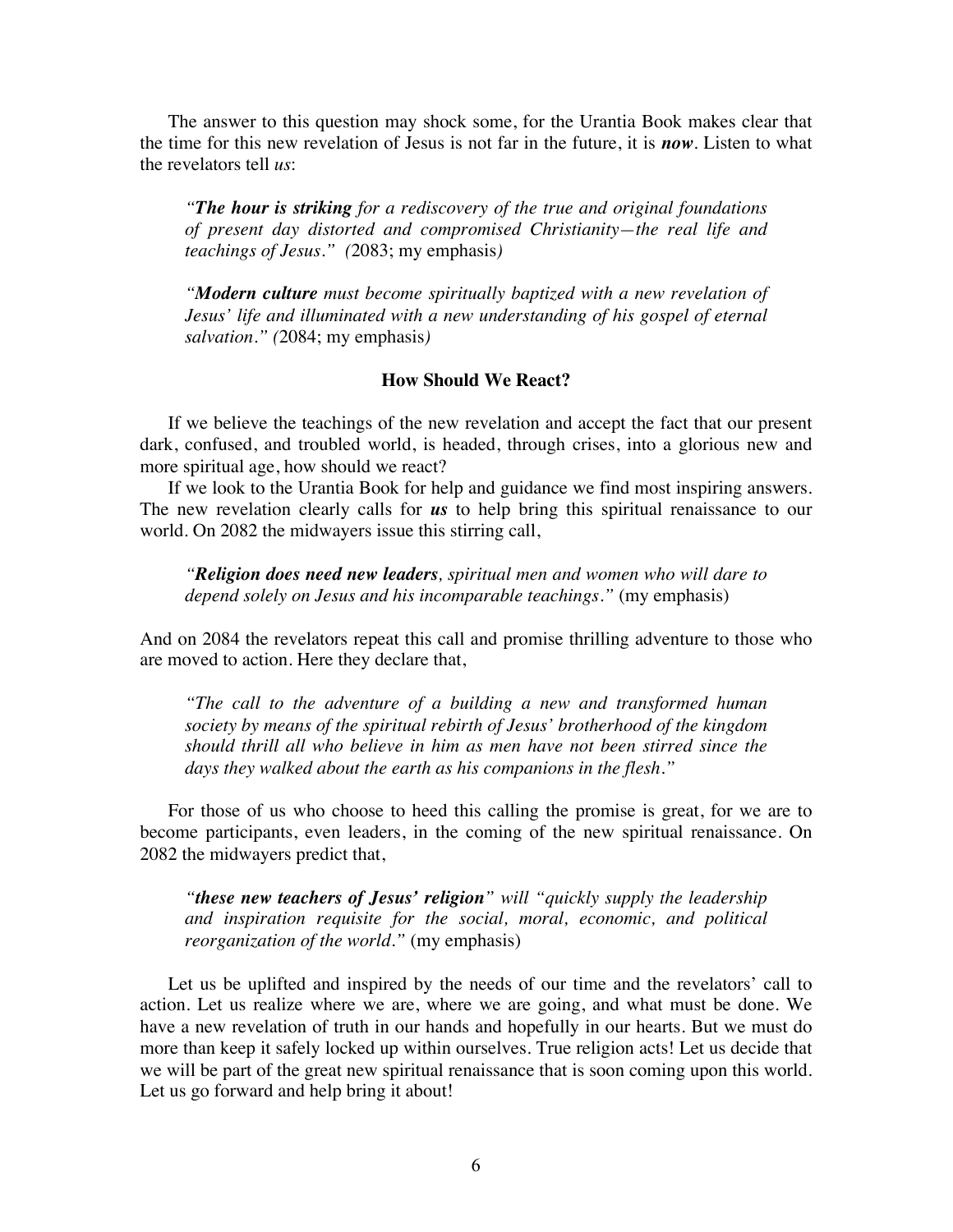The answer to this question may shock some, for the Urantia Book makes clear that the time for this new revelation of Jesus is not far in the future, it is ***now***. Listen to what the revelators tell *us*:

> *"**The hour is striking** for a rediscovery of the true and original foundations of present day distorted and compromised Christianity—the real life and teachings of Jesus." (*2083; my emphasis*)*

> *"**Modern culture** must become spiritually baptized with a new revelation of Jesus' life and illuminated with a new understanding of his gospel of eternal salvation." (*2084; my emphasis*)*

**How Should We React?**

If we believe the teachings of the new revelation and accept the fact that our present dark, confused, and troubled world, is headed, through crises, into a glorious new and more spiritual age, how should we react?

If we look to the Urantia Book for help and guidance we find most inspiring answers. The new revelation clearly calls for ***us*** to help bring this spiritual renaissance to our world. On 2082 the midwayers issue this stirring call,

> *"**Religion does need new leaders**, spiritual men and women who will dare to depend solely on Jesus and his incomparable teachings."* (my emphasis)

And on 2084 the revelators repeat this call and promise thrilling adventure to those who are moved to action. Here they declare that,

> *"The call to the adventure of a building a new and transformed human society by means of the spiritual rebirth of Jesus' brotherhood of the kingdom should thrill all who believe in him as men have not been stirred since the days they walked about the earth as his companions in the flesh."*

For those of us who choose to heed this calling the promise is great, for we are to become participants, even leaders, in the coming of the new spiritual renaissance. On 2082 the midwayers predict that,

> *"**these new teachers of Jesus' religion**" will "quickly supply the leadership and inspiration requisite for the social, moral, economic, and political reorganization of the world."* (my emphasis)

Let us be uplifted and inspired by the needs of our time and the revelators' call to action. Let us realize where we are, where we are going, and what must be done. We have a new revelation of truth in our hands and hopefully in our hearts. But we must do more than keep it safely locked up within ourselves. True religion acts! Let us decide that we will be part of the great new spiritual renaissance that is soon coming upon this world. Let us go forward and help bring it about!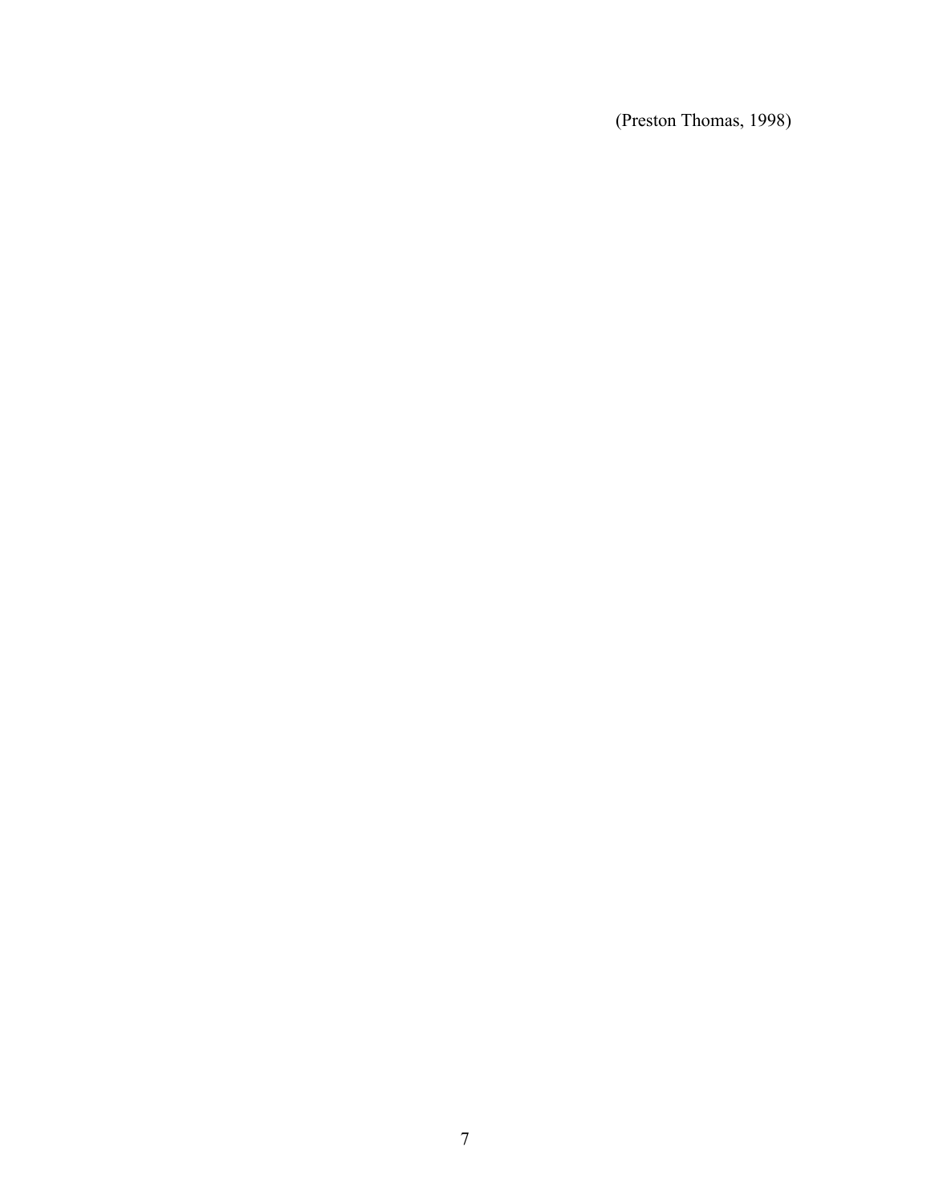(Preston Thomas, 1998)